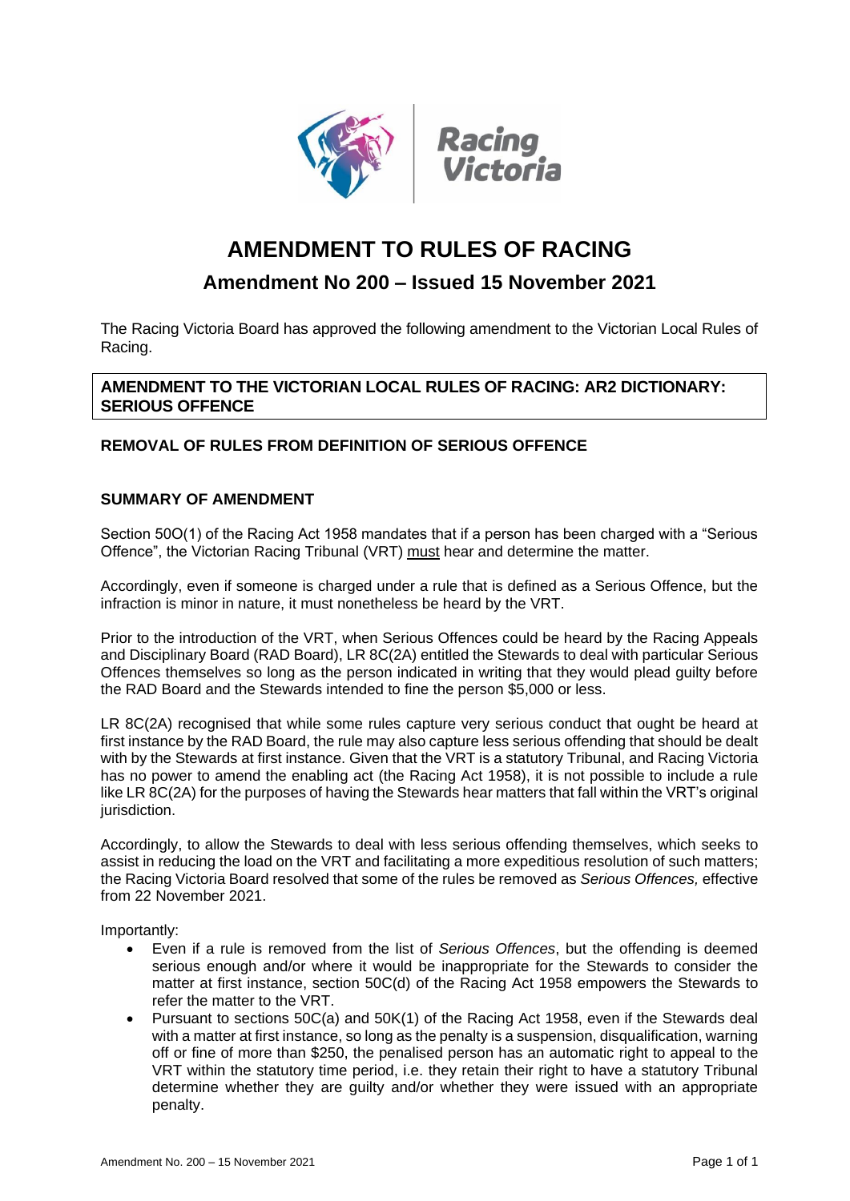# AMENDMENT TO RULES OF RACING

## Amendment No 200 – Issued 15 November 2021

The Racing Victoria Board has approved the following amendment to the Victorian Local Rules of Racing.

**AMENDMENT TO THE VICTORIAN LOCAL RULES OF RACING: AR2 DICTIONARY: SERIOUS OFFENCE**

**REMOVAL OF RULES FROM DEFINITION OF SERIOUS OFFENCE**

**SUMMARY OF AMENDMENT**

Section 50O(1) of the Racing Act 1958 mandates that if a person has been charged with a "Serious Offence", the Victorian Racing Tribunal (VRT) must hear and determine the matter.

Accordingly, even if someone is charged under a rule that is defined as a Serious Offence, but the infraction is minor in nature, it must nonetheless be heard by the VRT.

Prior to the introduction of the VRT, when Serious Offences could be heard by the Racing Appeals and Disciplinary Board (RAD Board), LR 8C(2A) entitled the Stewards to deal with particular Serious Offences themselves so long as the person indicated in writing that they would plead guilty before the RAD Board and the Stewards intended to fine the person $5,000 or less.

LR 8C(2A) recognised that while some rules capture very serious conduct that ought be heard at first instance by the RAD Board, the rule may also capture less serious offending that should be dealt with by the Stewards at first instance. Given that the VRT is a statutory Tribunal, and Racing Victoria has no power to amend the enabling act (the Racing Act 1958), it is not possible to include a rule like LR 8C(2A) for the purposes of having the Stewards hear matters that fall within the VRT's original jurisdiction.

Accordingly, to allow the Stewards to deal with less serious offending themselves, which seeks to assist in reducing the load on the VRT and facilitating a more expeditious resolution of such matters; the Racing Victoria Board resolved that some of the rules be removed as *Serious Offences,* effective from 22 November 2021.

Importantly:

- Even if a rule is removed from the list of *Serious Offences*, but the offending is deemed serious enough and/or where it would be inappropriate for the Stewards to consider the matter at first instance, section 50C(d) of the Racing Act 1958 empowers the Stewards to refer the matter to the VRT.
- Pursuant to sections 50C(a) and 50K(1) of the Racing Act 1958, even if the Stewards deal with a matter at first instance, so long as the penalty is a suspension, disqualification, warning off or fine of more than $250, the penalised person has an automatic right to appeal to the VRT within the statutory time period, i.e. they retain their right to have a statutory Tribunal determine whether they are guilty and/or whether they were issued with an appropriate penalty.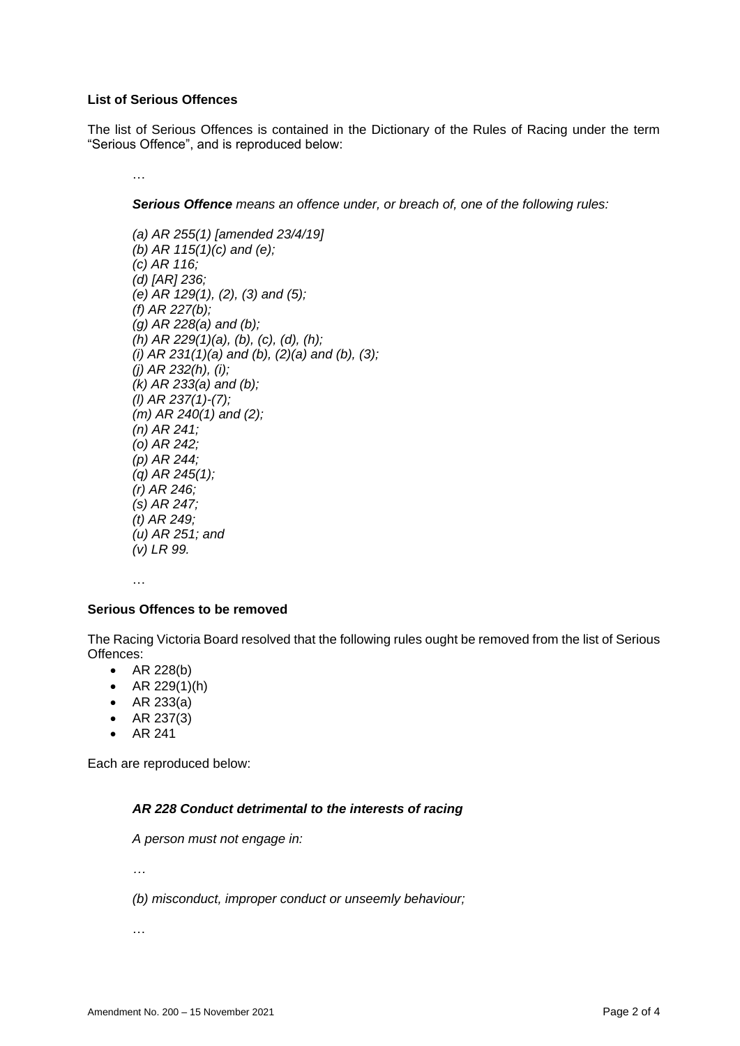**List of Serious Offences**

The list of Serious Offences is contained in the Dictionary of the Rules of Racing under the term "Serious Offence", and is reproduced below:

> …
>
> ***Serious Offence*** *means an offence under, or breach of, one of the following rules:*
>
> *(a) AR 255(1) [amended 23/4/19]*
> *(b) AR 115(1)(c) and (e);*
> *(c) AR 116;*
> *(d) [AR] 236;*
> *(e) AR 129(1), (2), (3) and (5);*
> *(f) AR 227(b);*
> *(g) AR 228(a) and (b);*
> *(h) AR 229(1)(a), (b), (c), (d), (h);*
> *(i) AR 231(1)(a) and (b), (2)(a) and (b), (3);*
> *(j) AR 232(h), (i);*
> *(k) AR 233(a) and (b);*
> *(l) AR 237(1)-(7);*
> *(m) AR 240(1) and (2);*
> *(n) AR 241;*
> *(o) AR 242;*
> *(p) AR 244;*
> *(q) AR 245(1);*
> *(r) AR 246;*
> *(s) AR 247;*
> *(t) AR 249;*
> *(u) AR 251; and*
> *(v) LR 99.*
>
> …

**Serious Offences to be removed**

The Racing Victoria Board resolved that the following rules ought be removed from the list of Serious Offences:

- AR 228(b)
- AR 229(1)(h)
- AR 233(a)
- AR 237(3)
- AR 241

Each are reproduced below:

> ***AR 228 Conduct detrimental to the interests of racing***
>
> *A person must not engage in:*
>
> *…*
>
> *(b) misconduct, improper conduct or unseemly behaviour;*
>
> *…*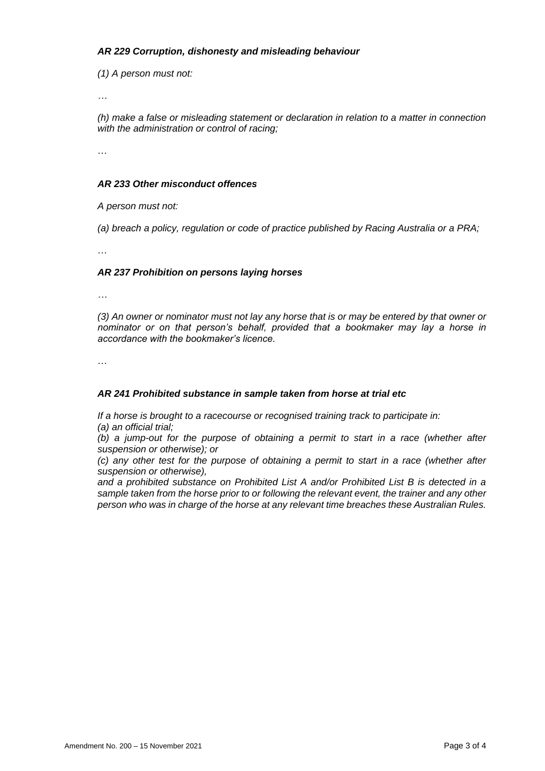***AR 229 Corruption, dishonesty and misleading behaviour***

*(1) A person must not:*

*…*

*(h) make a false or misleading statement or declaration in relation to a matter in connection with the administration or control of racing;*

*…*

***AR 233 Other misconduct offences***

*A person must not:*

*(a) breach a policy, regulation or code of practice published by Racing Australia or a PRA;*

*…*

***AR 237 Prohibition on persons laying horses***

*…*

*(3) An owner or nominator must not lay any horse that is or may be entered by that owner or nominator or on that person's behalf, provided that a bookmaker may lay a horse in accordance with the bookmaker's licence.*

*…*

***AR 241 Prohibited substance in sample taken from horse at trial etc***

*If a horse is brought to a racecourse or recognised training track to participate in:*
*(a) an official trial;*
*(b) a jump-out for the purpose of obtaining a permit to start in a race (whether after suspension or otherwise); or*
*(c) any other test for the purpose of obtaining a permit to start in a race (whether after suspension or otherwise),*
*and a prohibited substance on Prohibited List A and/or Prohibited List B is detected in a sample taken from the horse prior to or following the relevant event, the trainer and any other person who was in charge of the horse at any relevant time breaches these Australian Rules.*

Amendment No. 200 – 15 November 2021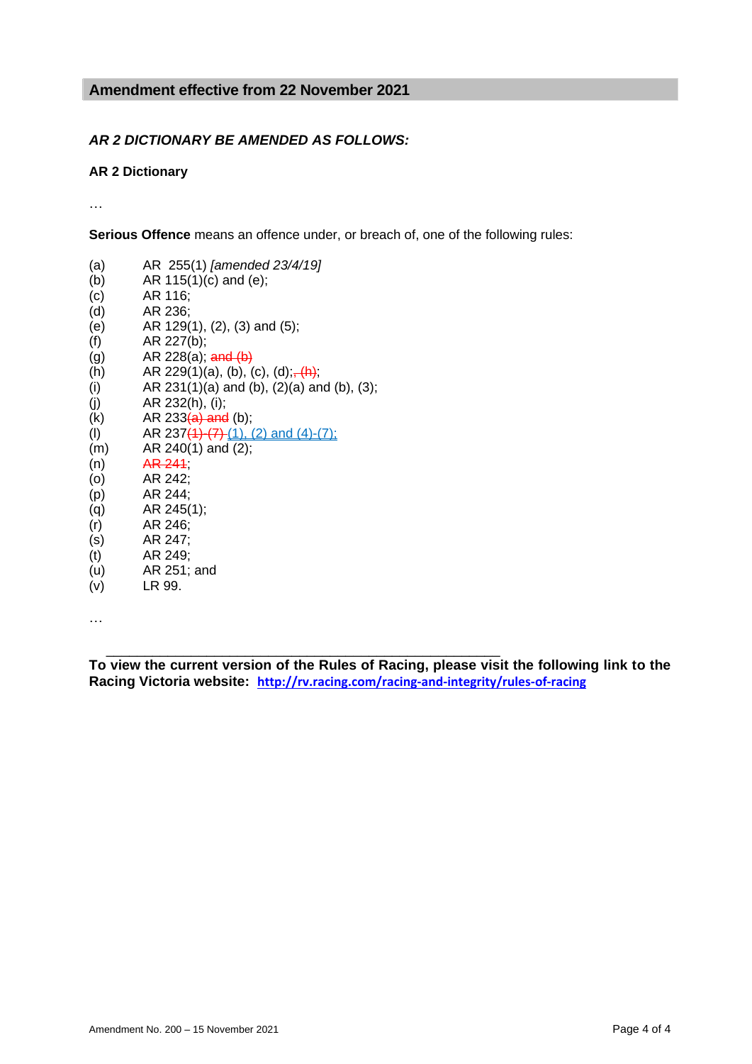## Amendment effective from 22 November 2021

***AR 2 DICTIONARY BE AMENDED AS FOLLOWS:***

**AR 2 Dictionary**

…

**Serious Offence** means an offence under, or breach of, one of the following rules:

(a) AR 255(1) *[amended 23/4/19]*
(b) AR 115(1)(c) and (e);
(c) AR 116;
(d) AR 236;
(e) AR 129(1), (2), (3) and (5);
(f) AR 227(b);
(g) AR 228(a); ~~and (b)~~
(h) AR 229(1)(a), (b), (c), (d);~~, (h)~~;
(i) AR 231(1)(a) and (b), (2)(a) and (b), (3);
(j) AR 232(h), (i);
(k) AR 233~~(a) and~~ (b);
(l) AR 237~~(1)-(7)~~ (1), (2) and (4)-(7);
(m) AR 240(1) and (2);
(n) ~~AR 241~~;
(o) AR 242;
(p) AR 244;
(q) AR 245(1);
(r) AR 246;
(s) AR 247;
(t) AR 249;
(u) AR 251; and
(v) LR 99.

…

---

**To view the current version of the Rules of Racing, please visit the following link to the Racing Victoria website: http://rv.racing.com/racing-and-integrity/rules-of-racing**

Amendment No. 200 – 15 November 2021